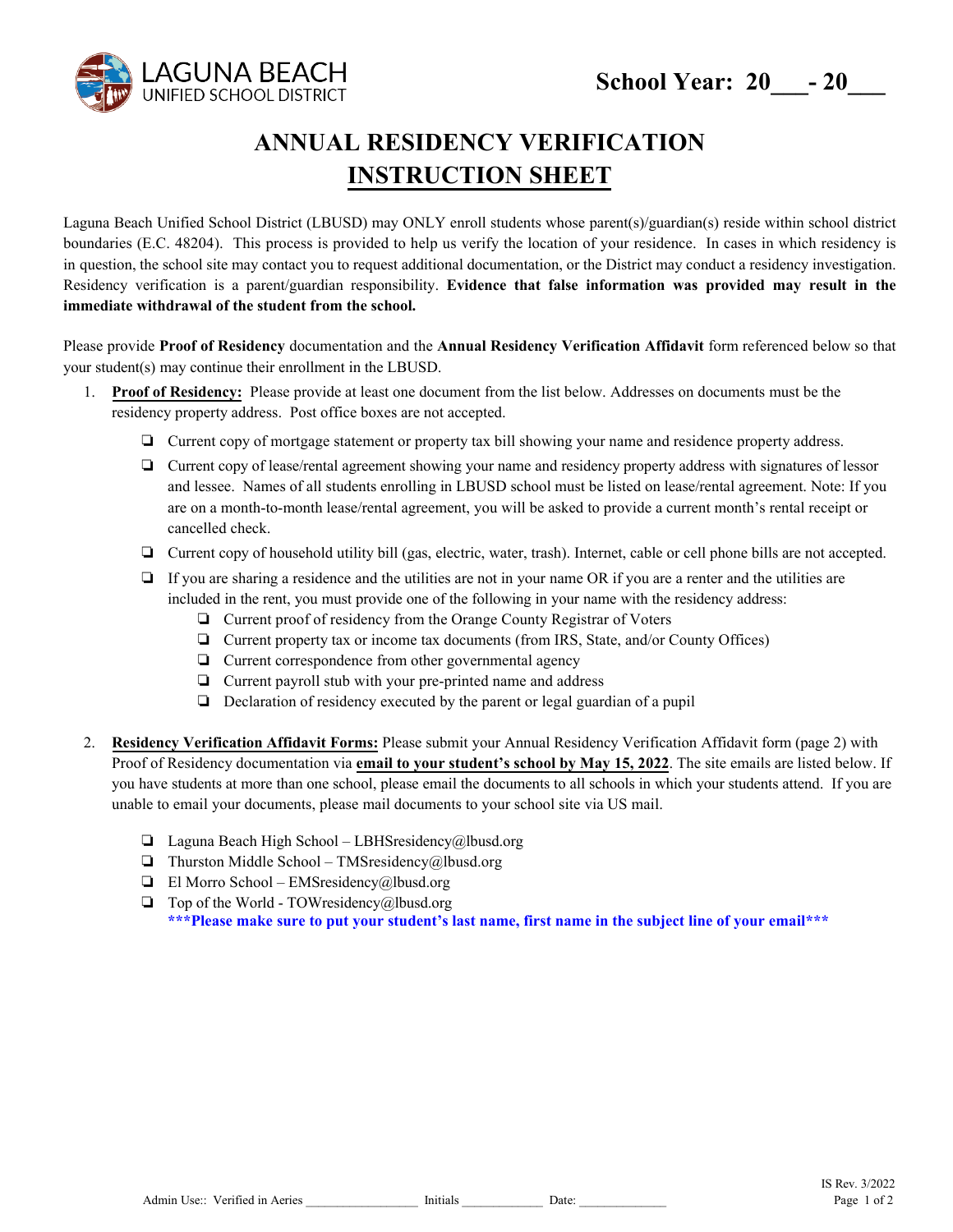LAGUNA BEACH UNIFIED SCHOOL DISTRICT

**School Year: 20___- 20___**

# ANNUAL RESIDENCY VERIFICATION
# INSTRUCTION SHEET

Laguna Beach Unified School District (LBUSD) may ONLY enroll students whose parent(s)/guardian(s) reside within school district boundaries (E.C. 48204). This process is provided to help us verify the location of your residence. In cases in which residency is in question, the school site may contact you to request additional documentation, or the District may conduct a residency investigation. Residency verification is a parent/guardian responsibility. **Evidence that false information was provided may result in the immediate withdrawal of the student from the school.**

Please provide **Proof of Residency** documentation and the **Annual Residency Verification Affidavit** form referenced below so that your student(s) may continue their enrollment in the LBUSD.

1. **Proof of Residency:** Please provide at least one document from the list below. Addresses on documents must be the residency property address. Post office boxes are not accepted.
   - ❑ Current copy of mortgage statement or property tax bill showing your name and residence property address.
   - ❑ Current copy of lease/rental agreement showing your name and residency property address with signatures of lessor and lessee. Names of all students enrolling in LBUSD school must be listed on lease/rental agreement. Note: If you are on a month-to-month lease/rental agreement, you will be asked to provide a current month's rental receipt or cancelled check.
   - ❑ Current copy of household utility bill (gas, electric, water, trash). Internet, cable or cell phone bills are not accepted.
   - ❑ If you are sharing a residence and the utilities are not in your name OR if you are a renter and the utilities are included in the rent, you must provide one of the following in your name with the residency address:
     - ❑ Current proof of residency from the Orange County Registrar of Voters
     - ❑ Current property tax or income tax documents (from IRS, State, and/or County Offices)
     - ❑ Current correspondence from other governmental agency
     - ❑ Current payroll stub with your pre-printed name and address
     - ❑ Declaration of residency executed by the parent or legal guardian of a pupil

2. **Residency Verification Affidavit Forms:** Please submit your Annual Residency Verification Affidavit form (page 2) with Proof of Residency documentation via **email to your student's school by May 15, 2022**. The site emails are listed below. If you have students at more than one school, please email the documents to all schools in which your students attend. If you are unable to email your documents, please mail documents to your school site via US mail.
   - ❑ Laguna Beach High School – LBHSresidency@lbusd.org
   - ❑ Thurston Middle School – TMSresidency@lbusd.org
   - ❑ El Morro School – EMSresidency@lbusd.org
   - ❑ Top of the World - TOWresidency@lbusd.org

   **\*\*\*Please make sure to put your student's last name, first name in the subject line of your email\*\*\***

Admin Use:: Verified in Aeries ________________ Initials ____________ Date: ______________

IS Rev. 3/2022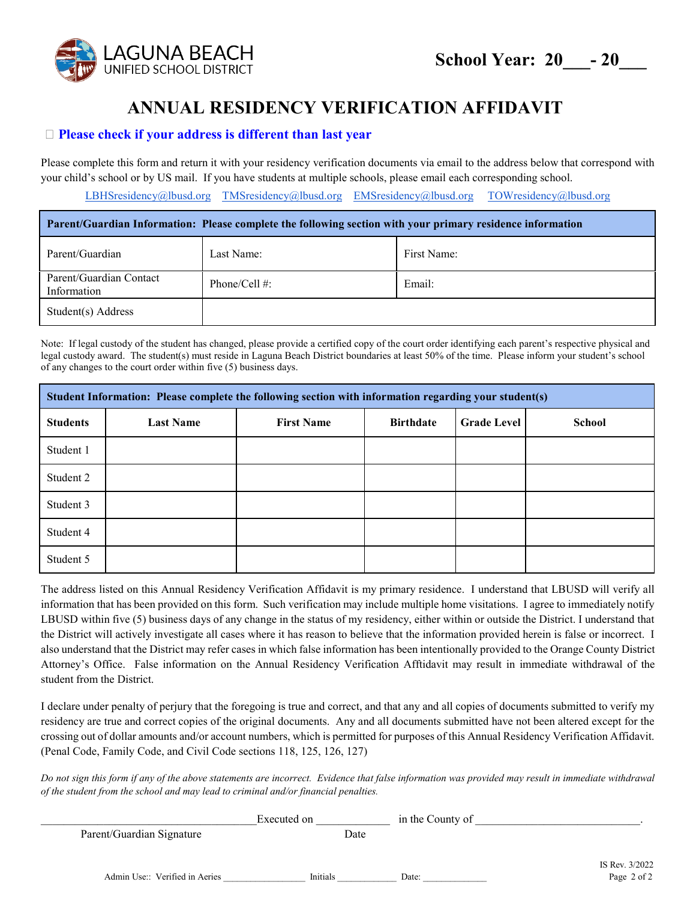LAGUNA BEACH UNIFIED SCHOOL DISTRICT

**School Year: 20___- 20___**

# ANNUAL RESIDENCY VERIFICATION AFFIDAVIT

☐ **Please check if your address is different than last year**

Please complete this form and return it with your residency verification documents via email to the address below that correspond with your child's school or by US mail. If you have students at multiple schools, please email each corresponding school.

LBHSresidency@lbusd.org TMSresidency@lbusd.org EMSresidency@lbusd.org TOWresidency@lbusd.org

| **Parent/Guardian Information: Please complete the following section with your primary residence information** | | |
|---|---|---|
| Parent/Guardian | Last Name: | First Name: |
| Parent/Guardian Contact Information | Phone/Cell #: | Email: |
| Student(s) Address | | |

Note: If legal custody of the student has changed, please provide a certified copy of the court order identifying each parent's respective physical and legal custody award. The student(s) must reside in Laguna Beach District boundaries at least 50% of the time. Please inform your student's school of any changes to the court order within five (5) business days.

**Student Information: Please complete the following section with information regarding your student(s)**

| **Students** | **Last Name** | **First Name** | **Birthdate** | **Grade Level** | **School** |
|---|---|---|---|---|---|
| Student 1 | | | | | |
| Student 2 | | | | | |
| Student 3 | | | | | |
| Student 4 | | | | | |
| Student 5 | | | | | |

The address listed on this Annual Residency Verification Affidavit is my primary residence. I understand that LBUSD will verify all information that has been provided on this form. Such verification may include multiple home visitations. I agree to immediately notify LBUSD within five (5) business days of any change in the status of my residency, either within or outside the District. I understand that the District will actively investigate all cases where it has reason to believe that the information provided herein is false or incorrect. I also understand that the District may refer cases in which false information has been intentionally provided to the Orange County District Attorney's Office. False information on the Annual Residency Verification Afftidavit may result in immediate withdrawal of the student from the District.

I declare under penalty of perjury that the foregoing is true and correct, and that any and all copies of documents submitted to verify my residency are true and correct copies of the original documents. Any and all documents submitted have not been altered except for the crossing out of dollar amounts and/or account numbers, which is permitted for purposes of this Annual Residency Verification Affidavit. (Penal Code, Family Code, and Civil Code sections 118, 125, 126, 127)

*Do not sign this form if any of the above statements are incorrect. Evidence that false information was provided may result in immediate withdrawal of the student from the school and may lead to criminal and/or financial penalties.*

_____________________________________Executed on _____________ in the County of ____________________________.

Parent/Guardian Signature Date

IS Rev. 3/2022

Admin Use:: Verified in Aeries _________________ Initials ____________ Date: _____________